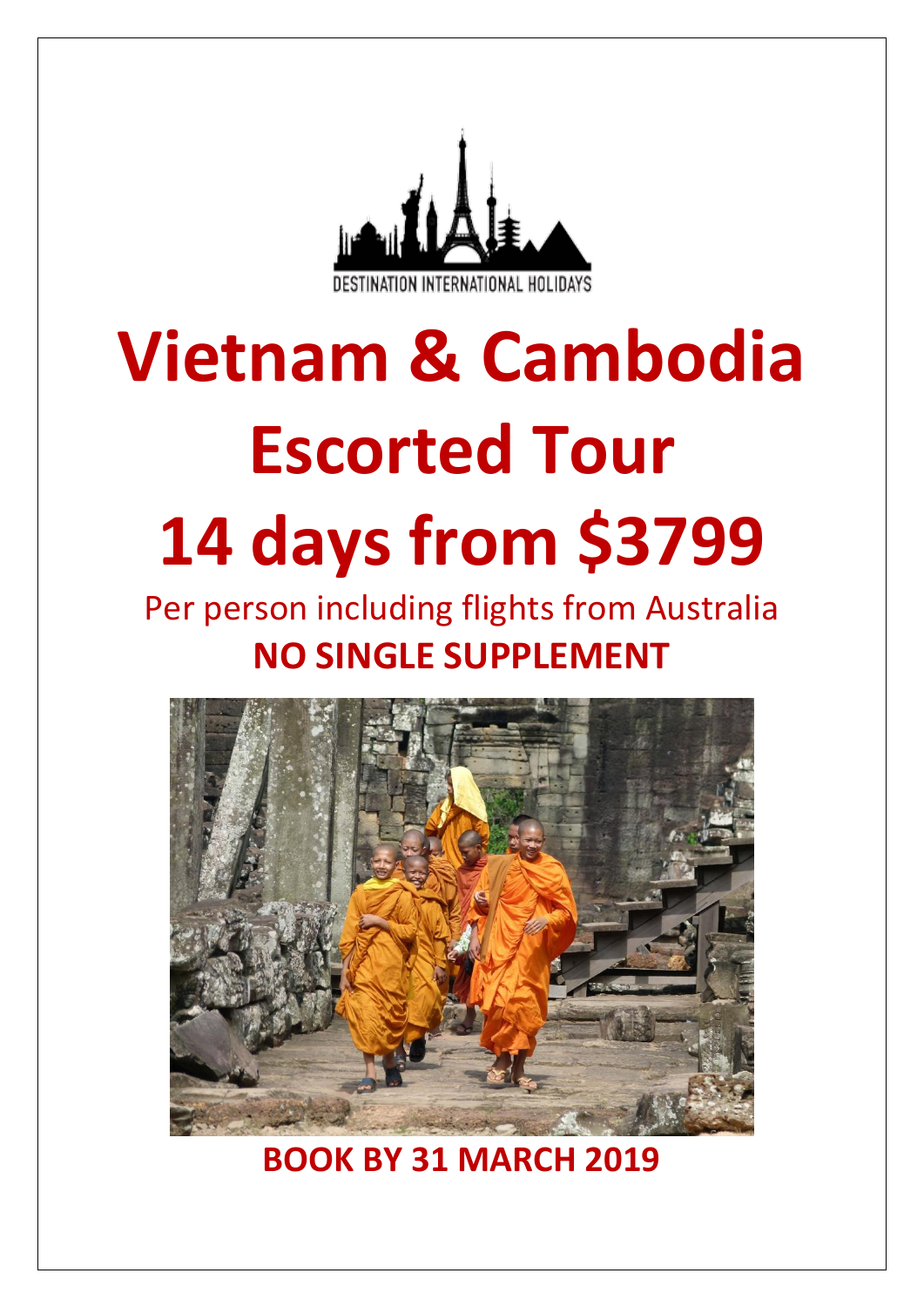DESTINATION INTERNATIONAL HOLIDAYS

# Vietnam & Cambodia Escorted Tour

# 14 days from $3799

Per person including flights from Australia

**NO SINGLE SUPPLEMENT**

**BOOK BY 31 MARCH 2019**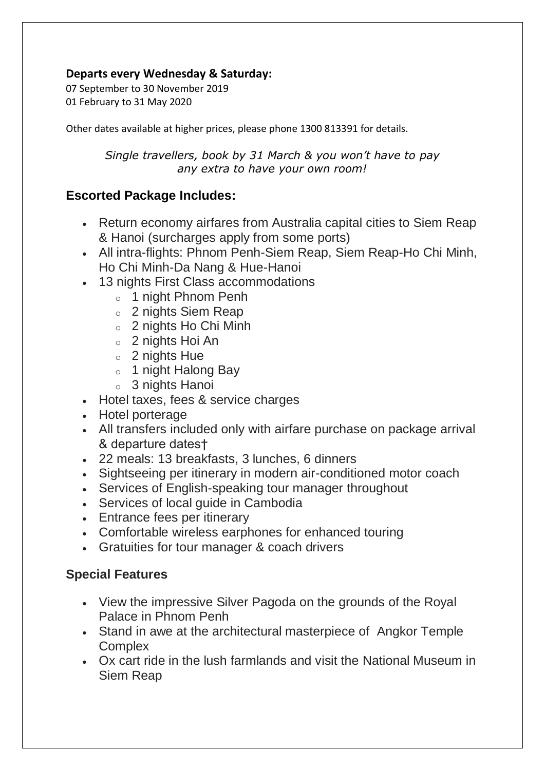**Departs every Wednesday & Saturday:**
07 September to 30 November 2019
01 February to 31 May 2020

Other dates available at higher prices, please phone 1300 813391 for details.

*Single travellers, book by 31 March & you won't have to pay any extra to have your own room!*

## Escorted Package Includes:

- Return economy airfares from Australia capital cities to Siem Reap & Hanoi (surcharges apply from some ports)
- All intra-flights: Phnom Penh-Siem Reap, Siem Reap-Ho Chi Minh, Ho Chi Minh-Da Nang & Hue-Hanoi
- 13 nights First Class accommodations
  - 1 night Phnom Penh
  - 2 nights Siem Reap
  - 2 nights Ho Chi Minh
  - 2 nights Hoi An
  - 2 nights Hue
  - 1 night Halong Bay
  - 3 nights Hanoi
- Hotel taxes, fees & service charges
- Hotel porterage
- All transfers included only with airfare purchase on package arrival & departure dates†
- 22 meals: 13 breakfasts, 3 lunches, 6 dinners
- Sightseeing per itinerary in modern air-conditioned motor coach
- Services of English-speaking tour manager throughout
- Services of local guide in Cambodia
- Entrance fees per itinerary
- Comfortable wireless earphones for enhanced touring
- Gratuities for tour manager & coach drivers

## Special Features

- View the impressive Silver Pagoda on the grounds of the Royal Palace in Phnom Penh
- Stand in awe at the architectural masterpiece of Angkor Temple Complex
- Ox cart ride in the lush farmlands and visit the National Museum in Siem Reap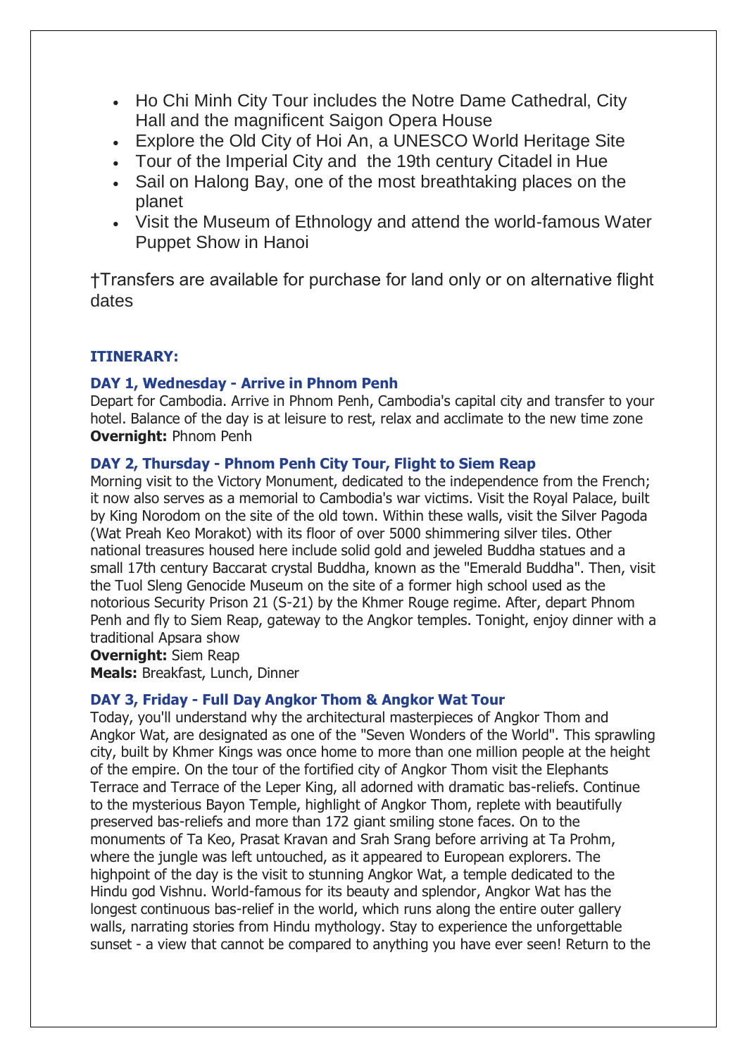- Ho Chi Minh City Tour includes the Notre Dame Cathedral, City Hall and the magnificent Saigon Opera House
- Explore the Old City of Hoi An, a UNESCO World Heritage Site
- Tour of the Imperial City and the 19th century Citadel in Hue
- Sail on Halong Bay, one of the most breathtaking places on the planet
- Visit the Museum of Ethnology and attend the world-famous Water Puppet Show in Hanoi

†Transfers are available for purchase for land only or on alternative flight dates

### ITINERARY:

#### DAY 1, Wednesday - Arrive in Phnom Penh

Depart for Cambodia. Arrive in Phnom Penh, Cambodia's capital city and transfer to your hotel. Balance of the day is at leisure to rest, relax and acclimate to the new time zone
**Overnight:** Phnom Penh

#### DAY 2, Thursday - Phnom Penh City Tour, Flight to Siem Reap

Morning visit to the Victory Monument, dedicated to the independence from the French; it now also serves as a memorial to Cambodia's war victims. Visit the Royal Palace, built by King Norodom on the site of the old town. Within these walls, visit the Silver Pagoda (Wat Preah Keo Morakot) with its floor of over 5000 shimmering silver tiles. Other national treasures housed here include solid gold and jeweled Buddha statues and a small 17th century Baccarat crystal Buddha, known as the "Emerald Buddha". Then, visit the Tuol Sleng Genocide Museum on the site of a former high school used as the notorious Security Prison 21 (S-21) by the Khmer Rouge regime. After, depart Phnom Penh and fly to Siem Reap, gateway to the Angkor temples. Tonight, enjoy dinner with a traditional Apsara show
**Overnight:** Siem Reap
**Meals:** Breakfast, Lunch, Dinner

#### DAY 3, Friday - Full Day Angkor Thom & Angkor Wat Tour

Today, you'll understand why the architectural masterpieces of Angkor Thom and Angkor Wat, are designated as one of the "Seven Wonders of the World". This sprawling city, built by Khmer Kings was once home to more than one million people at the height of the empire. On the tour of the fortified city of Angkor Thom visit the Elephants Terrace and Terrace of the Leper King, all adorned with dramatic bas-reliefs. Continue to the mysterious Bayon Temple, highlight of Angkor Thom, replete with beautifully preserved bas-reliefs and more than 172 giant smiling stone faces. On to the monuments of Ta Keo, Prasat Kravan and Srah Srang before arriving at Ta Prohm, where the jungle was left untouched, as it appeared to European explorers. The highpoint of the day is the visit to stunning Angkor Wat, a temple dedicated to the Hindu god Vishnu. World-famous for its beauty and splendor, Angkor Wat has the longest continuous bas-relief in the world, which runs along the entire outer gallery walls, narrating stories from Hindu mythology. Stay to experience the unforgettable sunset - a view that cannot be compared to anything you have ever seen! Return to the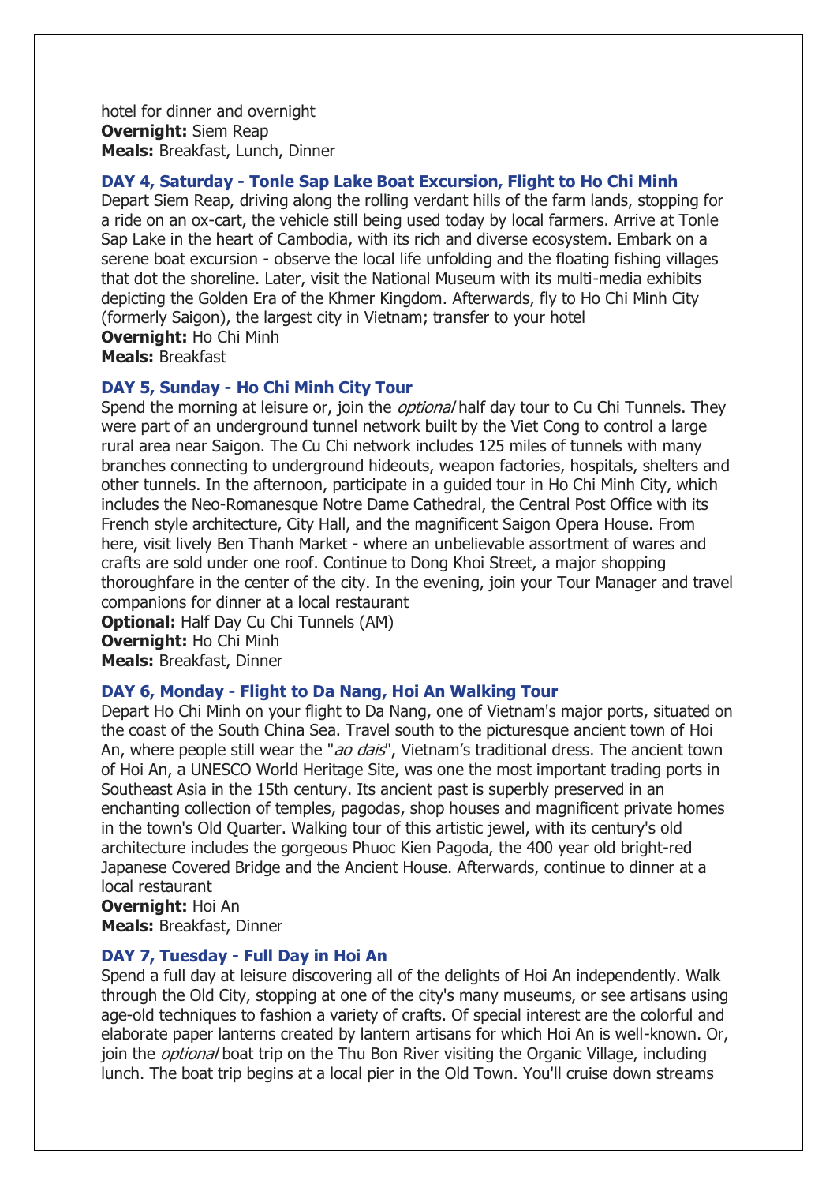hotel for dinner and overnight
**Overnight:** Siem Reap
**Meals:** Breakfast, Lunch, Dinner

### DAY 4, Saturday - Tonle Sap Lake Boat Excursion, Flight to Ho Chi Minh

Depart Siem Reap, driving along the rolling verdant hills of the farm lands, stopping for a ride on an ox-cart, the vehicle still being used today by local farmers. Arrive at Tonle Sap Lake in the heart of Cambodia, with its rich and diverse ecosystem. Embark on a serene boat excursion - observe the local life unfolding and the floating fishing villages that dot the shoreline. Later, visit the National Museum with its multi-media exhibits depicting the Golden Era of the Khmer Kingdom. Afterwards, fly to Ho Chi Minh City (formerly Saigon), the largest city in Vietnam; transfer to your hotel
**Overnight:** Ho Chi Minh
**Meals:** Breakfast

### DAY 5, Sunday - Ho Chi Minh City Tour

Spend the morning at leisure or, join the *optional* half day tour to Cu Chi Tunnels. They were part of an underground tunnel network built by the Viet Cong to control a large rural area near Saigon. The Cu Chi network includes 125 miles of tunnels with many branches connecting to underground hideouts, weapon factories, hospitals, shelters and other tunnels. In the afternoon, participate in a guided tour in Ho Chi Minh City, which includes the Neo-Romanesque Notre Dame Cathedral, the Central Post Office with its French style architecture, City Hall, and the magnificent Saigon Opera House. From here, visit lively Ben Thanh Market - where an unbelievable assortment of wares and crafts are sold under one roof. Continue to Dong Khoi Street, a major shopping thoroughfare in the center of the city. In the evening, join your Tour Manager and travel companions for dinner at a local restaurant
**Optional:** Half Day Cu Chi Tunnels (AM)
**Overnight:** Ho Chi Minh
**Meals:** Breakfast, Dinner

### DAY 6, Monday - Flight to Da Nang, Hoi An Walking Tour

Depart Ho Chi Minh on your flight to Da Nang, one of Vietnam's major ports, situated on the coast of the South China Sea. Travel south to the picturesque ancient town of Hoi An, where people still wear the "*ao dais*", Vietnam's traditional dress. The ancient town of Hoi An, a UNESCO World Heritage Site, was one the most important trading ports in Southeast Asia in the 15th century. Its ancient past is superbly preserved in an enchanting collection of temples, pagodas, shop houses and magnificent private homes in the town's Old Quarter. Walking tour of this artistic jewel, with its century's old architecture includes the gorgeous Phuoc Kien Pagoda, the 400 year old bright-red Japanese Covered Bridge and the Ancient House. Afterwards, continue to dinner at a local restaurant
**Overnight:** Hoi An
**Meals:** Breakfast, Dinner

### DAY 7, Tuesday - Full Day in Hoi An

Spend a full day at leisure discovering all of the delights of Hoi An independently. Walk through the Old City, stopping at one of the city's many museums, or see artisans using age-old techniques to fashion a variety of crafts. Of special interest are the colorful and elaborate paper lanterns created by lantern artisans for which Hoi An is well-known. Or, join the *optional* boat trip on the Thu Bon River visiting the Organic Village, including lunch. The boat trip begins at a local pier in the Old Town. You'll cruise down streams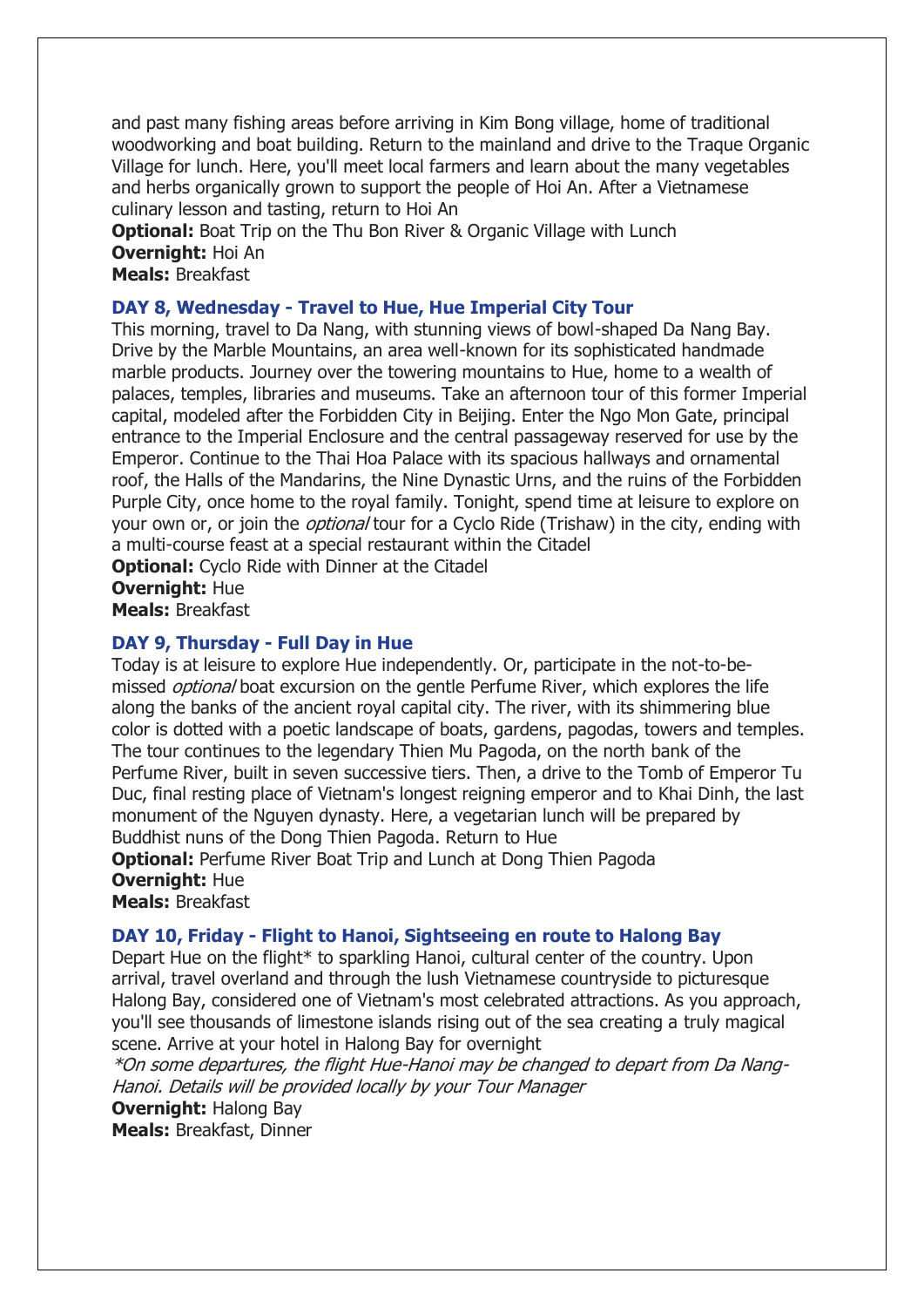and past many fishing areas before arriving in Kim Bong village, home of traditional woodworking and boat building. Return to the mainland and drive to the Traque Organic Village for lunch. Here, you'll meet local farmers and learn about the many vegetables and herbs organically grown to support the people of Hoi An. After a Vietnamese culinary lesson and tasting, return to Hoi An

**Optional:** Boat Trip on the Thu Bon River & Organic Village with Lunch
**Overnight:** Hoi An
**Meals:** Breakfast

### DAY 8, Wednesday - Travel to Hue, Hue Imperial City Tour

This morning, travel to Da Nang, with stunning views of bowl-shaped Da Nang Bay. Drive by the Marble Mountains, an area well-known for its sophisticated handmade marble products. Journey over the towering mountains to Hue, home to a wealth of palaces, temples, libraries and museums. Take an afternoon tour of this former Imperial capital, modeled after the Forbidden City in Beijing. Enter the Ngo Mon Gate, principal entrance to the Imperial Enclosure and the central passageway reserved for use by the Emperor. Continue to the Thai Hoa Palace with its spacious hallways and ornamental roof, the Halls of the Mandarins, the Nine Dynastic Urns, and the ruins of the Forbidden Purple City, once home to the royal family. Tonight, spend time at leisure to explore on your own or, or join the *optional* tour for a Cyclo Ride (Trishaw) in the city, ending with a multi-course feast at a special restaurant within the Citadel

**Optional:** Cyclo Ride with Dinner at the Citadel
**Overnight:** Hue
**Meals:** Breakfast

### DAY 9, Thursday - Full Day in Hue

Today is at leisure to explore Hue independently. Or, participate in the not-to-be-missed *optional* boat excursion on the gentle Perfume River, which explores the life along the banks of the ancient royal capital city. The river, with its shimmering blue color is dotted with a poetic landscape of boats, gardens, pagodas, towers and temples. The tour continues to the legendary Thien Mu Pagoda, on the north bank of the Perfume River, built in seven successive tiers. Then, a drive to the Tomb of Emperor Tu Duc, final resting place of Vietnam's longest reigning emperor and to Khai Dinh, the last monument of the Nguyen dynasty. Here, a vegetarian lunch will be prepared by Buddhist nuns of the Dong Thien Pagoda. Return to Hue

**Optional:** Perfume River Boat Trip and Lunch at Dong Thien Pagoda
**Overnight:** Hue
**Meals:** Breakfast

### DAY 10, Friday - Flight to Hanoi, Sightseeing en route to Halong Bay

Depart Hue on the flight* to sparkling Hanoi, cultural center of the country. Upon arrival, travel overland and through the lush Vietnamese countryside to picturesque Halong Bay, considered one of Vietnam's most celebrated attractions. As you approach, you'll see thousands of limestone islands rising out of the sea creating a truly magical scene. Arrive at your hotel in Halong Bay for overnight

*\*On some departures, the flight Hue-Hanoi may be changed to depart from Da Nang-Hanoi. Details will be provided locally by your Tour Manager*

**Overnight:** Halong Bay
**Meals:** Breakfast, Dinner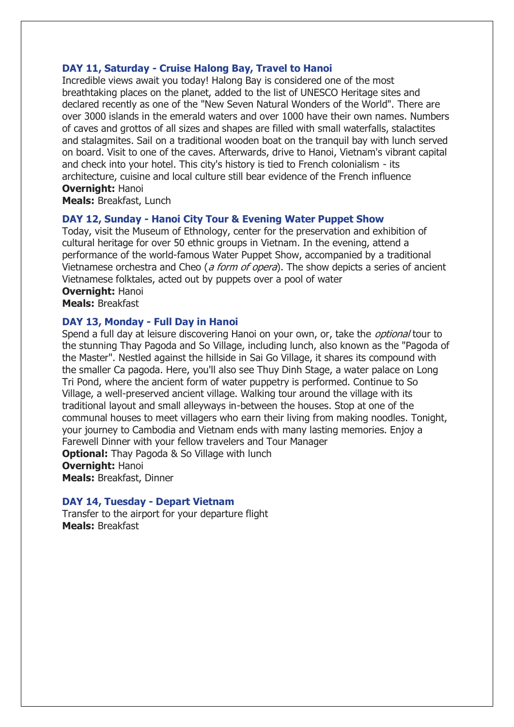### DAY 11, Saturday - Cruise Halong Bay, Travel to Hanoi

Incredible views await you today! Halong Bay is considered one of the most breathtaking places on the planet, added to the list of UNESCO Heritage sites and declared recently as one of the "New Seven Natural Wonders of the World". There are over 3000 islands in the emerald waters and over 1000 have their own names. Numbers of caves and grottos of all sizes and shapes are filled with small waterfalls, stalactites and stalagmites. Sail on a traditional wooden boat on the tranquil bay with lunch served on board. Visit to one of the caves. Afterwards, drive to Hanoi, Vietnam's vibrant capital and check into your hotel. This city's history is tied to French colonialism - its architecture, cuisine and local culture still bear evidence of the French influence

**Overnight:** Hanoi

**Meals:** Breakfast, Lunch

### DAY 12, Sunday - Hanoi City Tour & Evening Water Puppet Show

Today, visit the Museum of Ethnology, center for the preservation and exhibition of cultural heritage for over 50 ethnic groups in Vietnam. In the evening, attend a performance of the world-famous Water Puppet Show, accompanied by a traditional Vietnamese orchestra and Cheo (*a form of opera*). The show depicts a series of ancient Vietnamese folktales, acted out by puppets over a pool of water

**Overnight:** Hanoi

**Meals:** Breakfast

### DAY 13, Monday - Full Day in Hanoi

Spend a full day at leisure discovering Hanoi on your own, or, take the *optional* tour to the stunning Thay Pagoda and So Village, including lunch, also known as the "Pagoda of the Master". Nestled against the hillside in Sai Go Village, it shares its compound with the smaller Ca pagoda. Here, you'll also see Thuy Dinh Stage, a water palace on Long Tri Pond, where the ancient form of water puppetry is performed. Continue to So Village, a well-preserved ancient village. Walking tour around the village with its traditional layout and small alleyways in-between the houses. Stop at one of the communal houses to meet villagers who earn their living from making noodles. Tonight, your journey to Cambodia and Vietnam ends with many lasting memories. Enjoy a Farewell Dinner with your fellow travelers and Tour Manager

**Optional:** Thay Pagoda & So Village with lunch

**Overnight:** Hanoi

**Meals:** Breakfast, Dinner

### DAY 14, Tuesday - Depart Vietnam

Transfer to the airport for your departure flight

**Meals:** Breakfast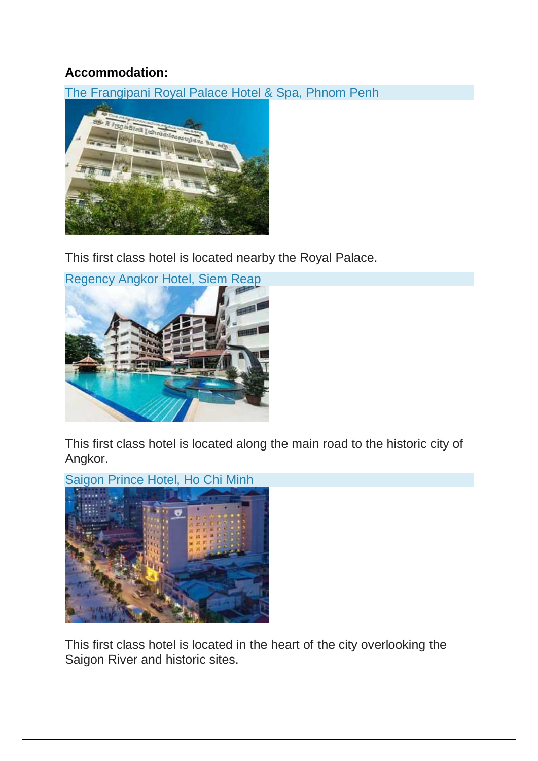**Accommodation:**

The Frangipani Royal Palace Hotel & Spa, Phnom Penh

This first class hotel is located nearby the Royal Palace.

Regency Angkor Hotel, Siem Reap

This first class hotel is located along the main road to the historic city of Angkor.

Saigon Prince Hotel, Ho Chi Minh

This first class hotel is located in the heart of the city overlooking the Saigon River and historic sites.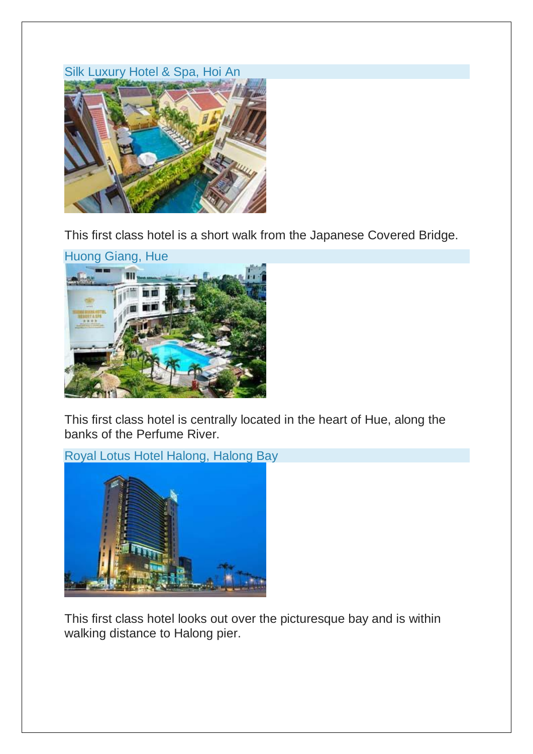### Silk Luxury Hotel & Spa, Hoi An

This first class hotel is a short walk from the Japanese Covered Bridge.

### Huong Giang, Hue

This first class hotel is centrally located in the heart of Hue, along the banks of the Perfume River.

### Royal Lotus Hotel Halong, Halong Bay

This first class hotel looks out over the picturesque bay and is within walking distance to Halong pier.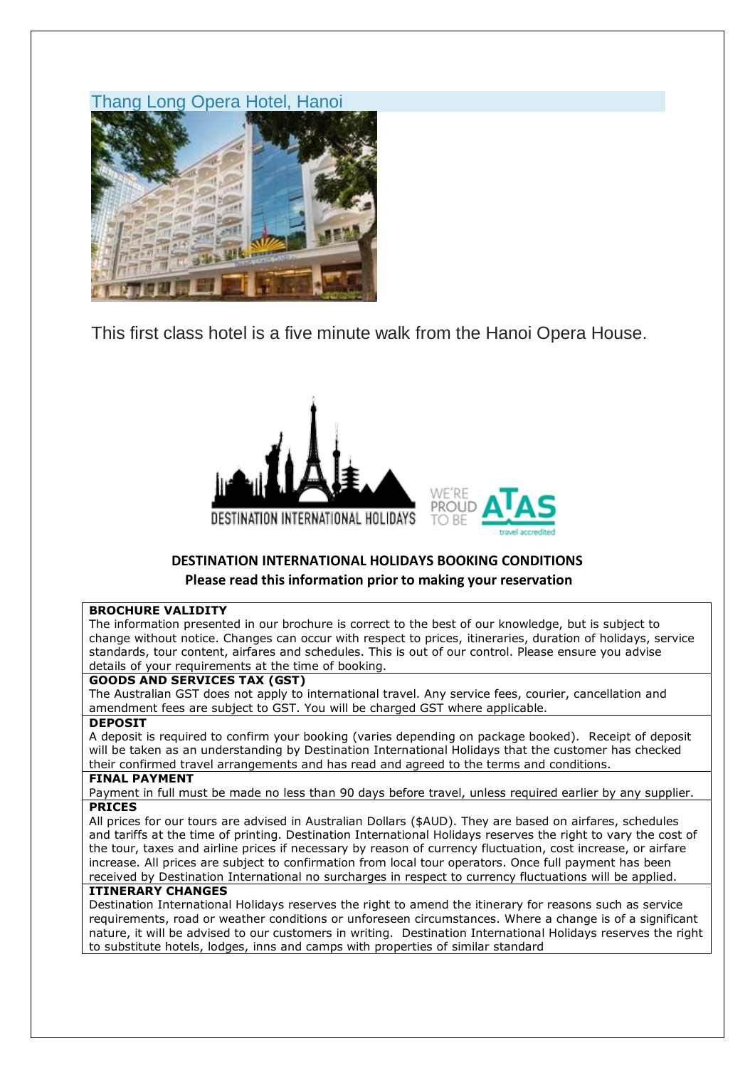## Thang Long Opera Hotel, Hanoi

This first class hotel is a five minute walk from the Hanoi Opera House.

**DESTINATION INTERNATIONAL HOLIDAYS BOOKING CONDITIONS**

**Please read this information prior to making your reservation**

**BROCHURE VALIDITY**

The information presented in our brochure is correct to the best of our knowledge, but is subject to change without notice. Changes can occur with respect to prices, itineraries, duration of holidays, service standards, tour content, airfares and schedules. This is out of our control. Please ensure you advise details of your requirements at the time of booking.

**GOODS AND SERVICES TAX (GST)**

The Australian GST does not apply to international travel. Any service fees, courier, cancellation and amendment fees are subject to GST. You will be charged GST where applicable.

**DEPOSIT**

A deposit is required to confirm your booking (varies depending on package booked). Receipt of deposit will be taken as an understanding by Destination International Holidays that the customer has checked their confirmed travel arrangements and has read and agreed to the terms and conditions.

**FINAL PAYMENT**

Payment in full must be made no less than 90 days before travel, unless required earlier by any supplier.

**PRICES**

All prices for our tours are advised in Australian Dollars ($AUD). They are based on airfares, schedules and tariffs at the time of printing. Destination International Holidays reserves the right to vary the cost of the tour, taxes and airline prices if necessary by reason of currency fluctuation, cost increase, or airfare increase. All prices are subject to confirmation from local tour operators. Once full payment has been received by Destination International no surcharges in respect to currency fluctuations will be applied.

**ITINERARY CHANGES**

Destination International Holidays reserves the right to amend the itinerary for reasons such as service requirements, road or weather conditions or unforeseen circumstances. Where a change is of a significant nature, it will be advised to our customers in writing. Destination International Holidays reserves the right to substitute hotels, lodges, inns and camps with properties of similar standard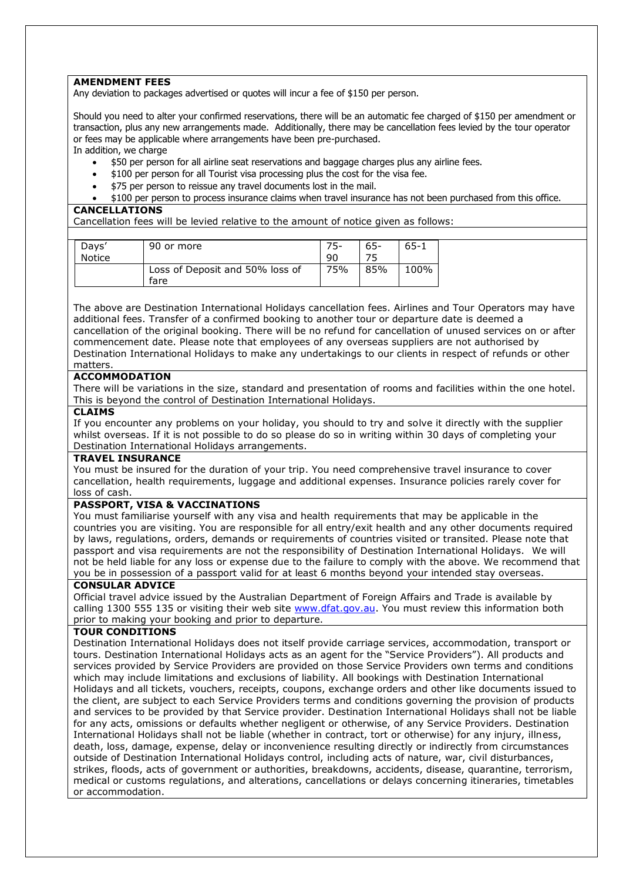**AMENDMENT FEES**

Any deviation to packages advertised or quotes will incur a fee of $150 per person.

Should you need to alter your confirmed reservations, there will be an automatic fee charged of $150 per amendment or transaction, plus any new arrangements made. Additionally, there may be cancellation fees levied by the tour operator or fees may be applicable where arrangements have been pre-purchased.
In addition, we charge

- $50 per person for all airline seat reservations and baggage charges plus any airline fees.
- $100 per person for all Tourist visa processing plus the cost for the visa fee.
- $75 per person to reissue any travel documents lost in the mail.
- $100 per person to process insurance claims when travel insurance has not been purchased from this office.

**CANCELLATIONS**

Cancellation fees will be levied relative to the amount of notice given as follows:

| Days' Notice | 90 or more | 75-90 | 65-75 | 65-1 |
|---|---|---|---|---|
| | Loss of Deposit and 50% loss of fare | 75% | 85% | 100% |

The above are Destination International Holidays cancellation fees. Airlines and Tour Operators may have additional fees. Transfer of a confirmed booking to another tour or departure date is deemed a cancellation of the original booking. There will be no refund for cancellation of unused services on or after commencement date. Please note that employees of any overseas suppliers are not authorised by Destination International Holidays to make any undertakings to our clients in respect of refunds or other matters.

**ACCOMMODATION**

There will be variations in the size, standard and presentation of rooms and facilities within the one hotel. This is beyond the control of Destination International Holidays.

**CLAIMS**

If you encounter any problems on your holiday, you should to try and solve it directly with the supplier whilst overseas. If it is not possible to do so please do so in writing within 30 days of completing your Destination International Holidays arrangements.

**TRAVEL INSURANCE**

You must be insured for the duration of your trip. You need comprehensive travel insurance to cover cancellation, health requirements, luggage and additional expenses. Insurance policies rarely cover for loss of cash.

**PASSPORT, VISA & VACCINATIONS**

You must familiarise yourself with any visa and health requirements that may be applicable in the countries you are visiting. You are responsible for all entry/exit health and any other documents required by laws, regulations, orders, demands or requirements of countries visited or transited. Please note that passport and visa requirements are not the responsibility of Destination International Holidays. We will not be held liable for any loss or expense due to the failure to comply with the above. We recommend that you be in possession of a passport valid for at least 6 months beyond your intended stay overseas.

**CONSULAR ADVICE**

Official travel advice issued by the Australian Department of Foreign Affairs and Trade is available by calling 1300 555 135 or visiting their web site [www.dfat.gov.au](http://www.dfat.gov.au). You must review this information both prior to making your booking and prior to departure.

**TOUR CONDITIONS**

Destination International Holidays does not itself provide carriage services, accommodation, transport or tours. Destination International Holidays acts as an agent for the "Service Providers"). All products and services provided by Service Providers are provided on those Service Providers own terms and conditions which may include limitations and exclusions of liability. All bookings with Destination International Holidays and all tickets, vouchers, receipts, coupons, exchange orders and other like documents issued to the client, are subject to each Service Providers terms and conditions governing the provision of products and services to be provided by that Service provider. Destination International Holidays shall not be liable for any acts, omissions or defaults whether negligent or otherwise, of any Service Providers. Destination International Holidays shall not be liable (whether in contract, tort or otherwise) for any injury, illness, death, loss, damage, expense, delay or inconvenience resulting directly or indirectly from circumstances outside of Destination International Holidays control, including acts of nature, war, civil disturbances, strikes, floods, acts of government or authorities, breakdowns, accidents, disease, quarantine, terrorism, medical or customs regulations, and alterations, cancellations or delays concerning itineraries, timetables or accommodation.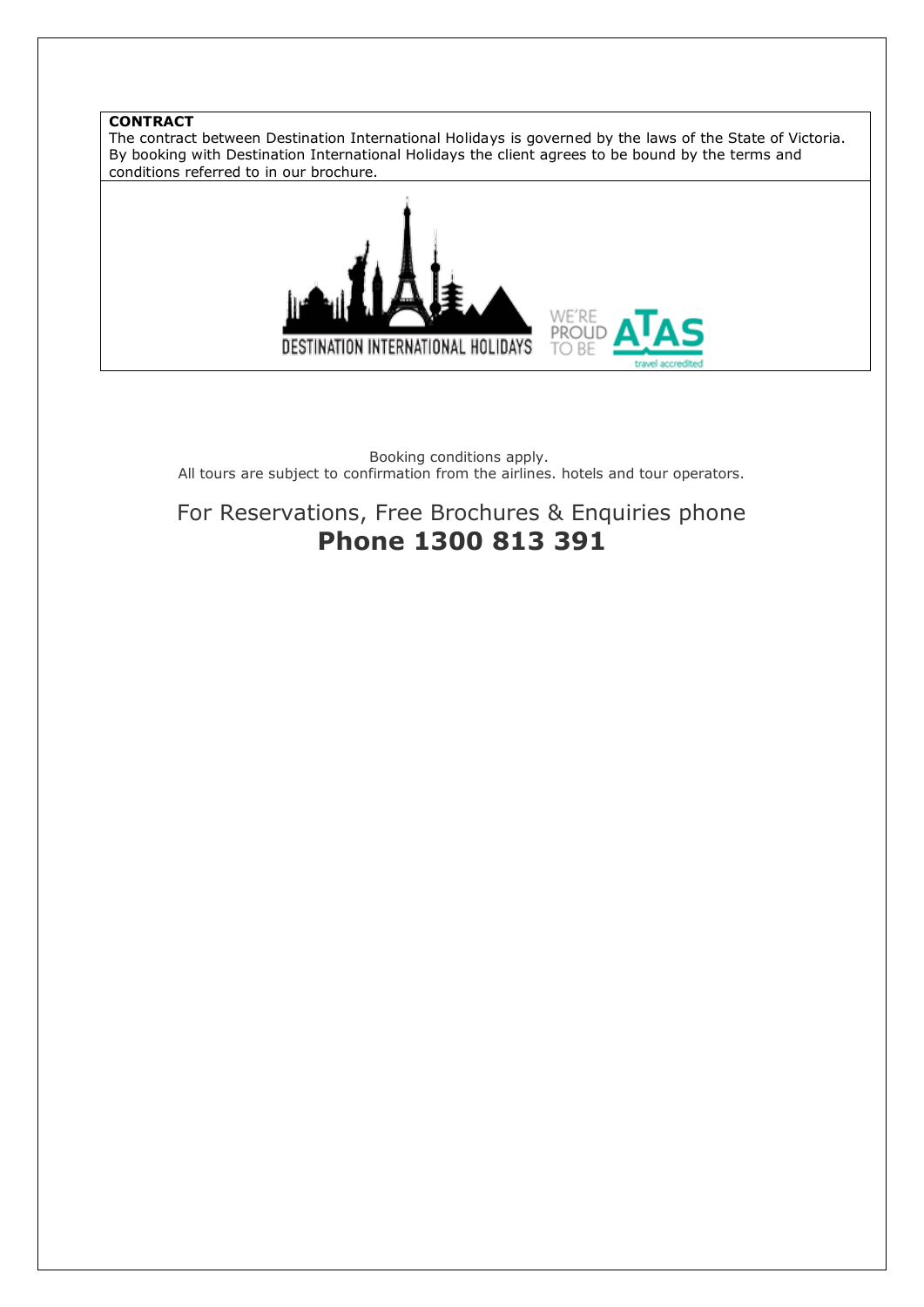**CONTRACT**

The contract between Destination International Holidays is governed by the laws of the State of Victoria. By booking with Destination International Holidays the client agrees to be bound by the terms and conditions referred to in our brochure.

DESTINATION INTERNATIONAL HOLIDAYS

WE'RE PROUD TO BE ATAS travel accredited

Booking conditions apply.
All tours are subject to confirmation from the airlines. hotels and tour operators.

For Reservations, Free Brochures & Enquiries phone
**Phone 1300 813 391**